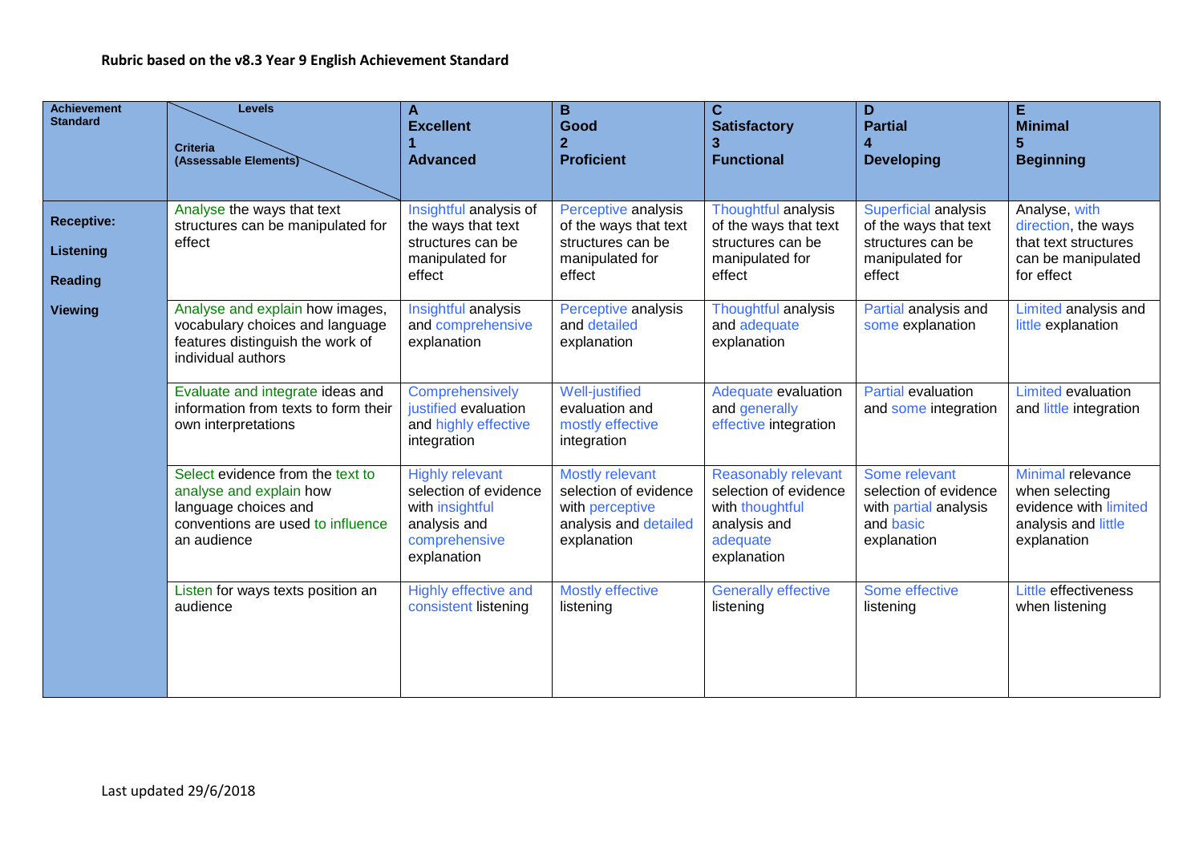**Rubric based on the v8.3 Year 9 English Achievement Standard**

| Achievement Standard | Levels / Criteria (Assessable Elements) | A Excellent 1 Advanced | B Good 2 Proficient | C Satisfactory 3 Functional | D Partial 4 Developing | E Minimal 5 Beginning |
|---|---|---|---|---|---|---|
| **Receptive:** **Listening** **Reading** **Viewing** | Analyse the ways that text structures can be manipulated for effect | Insightful analysis of the ways that text structures can be manipulated for effect | Perceptive analysis of the ways that text structures can be manipulated for effect | Thoughtful analysis of the ways that text structures can be manipulated for effect | Superficial analysis of the ways that text structures can be manipulated for effect | Analyse, with direction, the ways that text structures can be manipulated for effect |
| | Analyse and explain how images, vocabulary choices and language features distinguish the work of individual authors | Insightful analysis and comprehensive explanation | Perceptive analysis and detailed explanation | Thoughtful analysis and adequate explanation | Partial analysis and some explanation | Limited analysis and little explanation |
| | Evaluate and integrate ideas and information from texts to form their own interpretations | Comprehensively justified evaluation and highly effective integration | Well-justified evaluation and mostly effective integration | Adequate evaluation and generally effective integration | Partial evaluation and some integration | Limited evaluation and little integration |
| | Select evidence from the text to analyse and explain how language choices and conventions are used to influence an audience | Highly relevant selection of evidence with insightful analysis and comprehensive explanation | Mostly relevant selection of evidence with perceptive analysis and detailed explanation | Reasonably relevant selection of evidence with thoughtful analysis and adequate explanation | Some relevant selection of evidence with partial analysis and basic explanation | Minimal relevance when selecting evidence with limited analysis and little explanation |
| | Listen for ways texts position an audience | Highly effective and consistent listening | Mostly effective listening | Generally effective listening | Some effective listening | Little effectiveness when listening |

Last updated 29/6/2018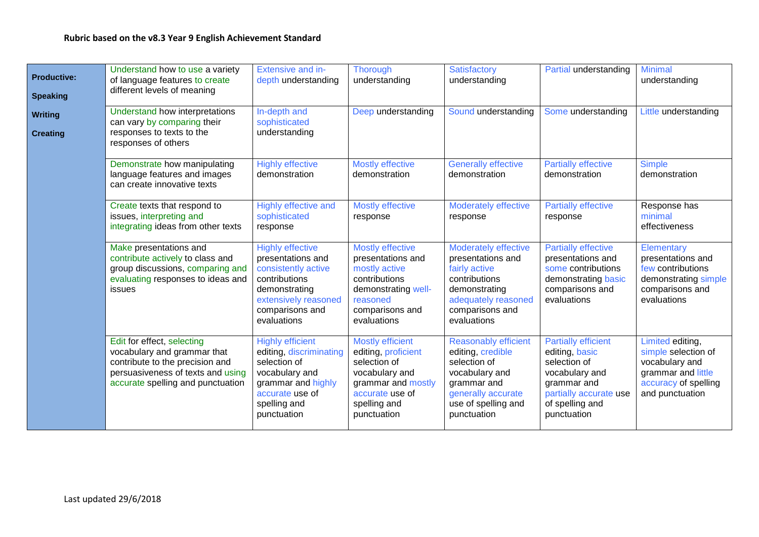**Rubric based on the v8.3 Year 9 English Achievement Standard**

| | | | | | | |
|---|---|---|---|---|---|---|
| **Productive:** **Speaking** **Writing** **Creating** | Understand how to use a variety of language features to create different levels of meaning | Extensive and in-depth understanding | Thorough understanding | Satisfactory understanding | Partial understanding | Minimal understanding |
| | Understand how interpretations can vary by comparing their responses to texts to the responses of others | In-depth and sophisticated understanding | Deep understanding | Sound understanding | Some understanding | Little understanding |
| | Demonstrate how manipulating language features and images can create innovative texts | Highly effective demonstration | Mostly effective demonstration | Generally effective demonstration | Partially effective demonstration | Simple demonstration |
| | Create texts that respond to issues, interpreting and integrating ideas from other texts | Highly effective and sophisticated response | Mostly effective response | Moderately effective response | Partially effective response | Response has minimal effectiveness |
| | Make presentations and contribute actively to class and group discussions, comparing and evaluating responses to ideas and issues | Highly effective presentations and consistently active contributions demonstrating extensively reasoned comparisons and evaluations | Mostly effective presentations and mostly active contributions demonstrating well-reasoned comparisons and evaluations | Moderately effective presentations and fairly active contributions demonstrating adequately reasoned comparisons and evaluations | Partially effective presentations and some contributions demonstrating basic comparisons and evaluations | Elementary presentations and few contributions demonstrating simple comparisons and evaluations |
| | Edit for effect, selecting vocabulary and grammar that contribute to the precision and persuasiveness of texts and using accurate spelling and punctuation | Highly efficient editing, discriminating selection of vocabulary and grammar and highly accurate use of spelling and punctuation | Mostly efficient editing, proficient selection of vocabulary and grammar and mostly accurate use of spelling and punctuation | Reasonably efficient editing, credible selection of vocabulary and grammar and generally accurate use of spelling and punctuation | Partially efficient editing, basic selection of vocabulary and grammar and partially accurate use of spelling and punctuation | Limited editing, simple selection of vocabulary and grammar and little accuracy of spelling and punctuation |

Last updated 29/6/2018